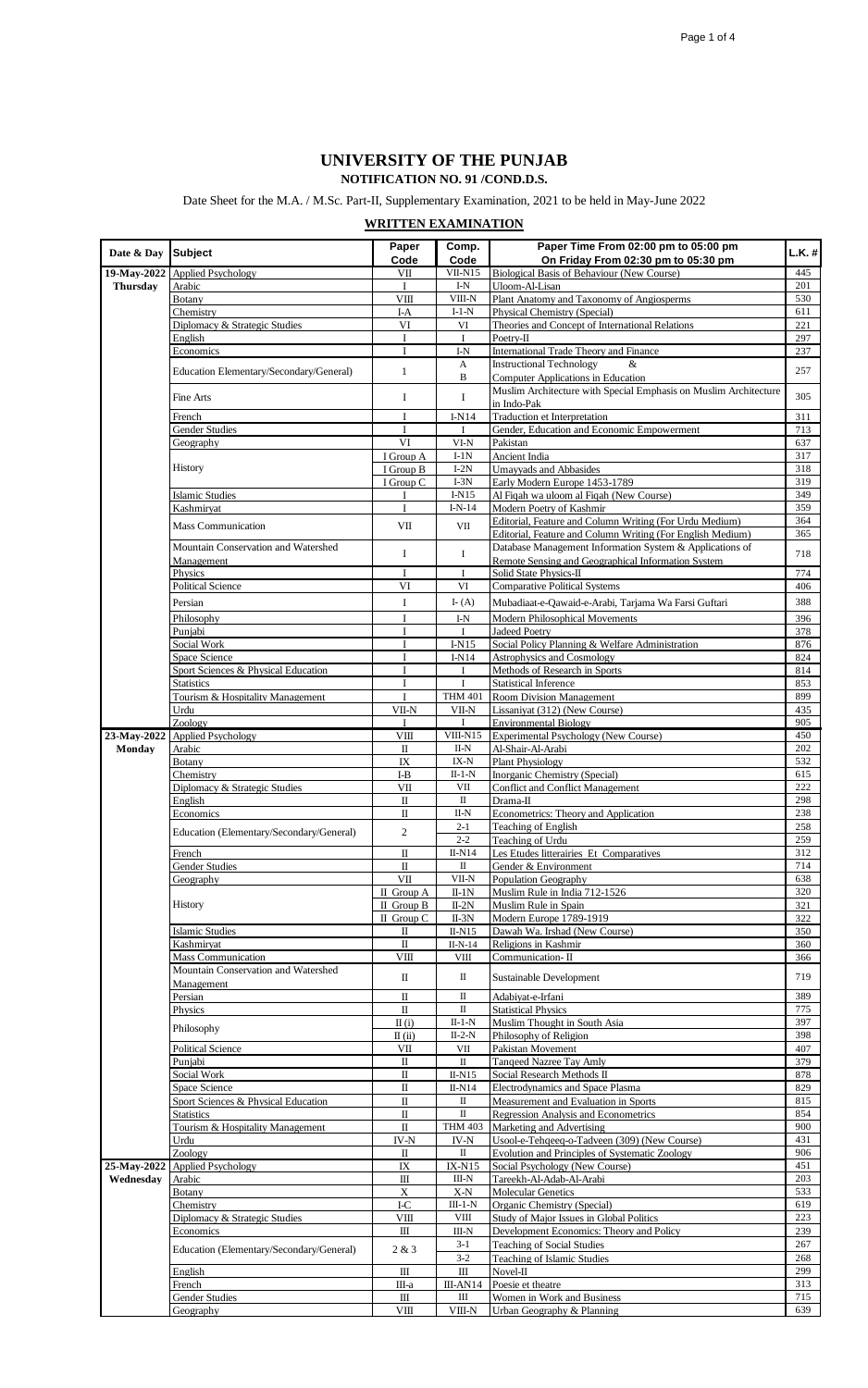# UNIVERSITY OF THE PUNJAB

**NOTIFICATION NO. 91 /COND.D.S.**

Date Sheet for the M.A. / M.Sc. Part-II, Supplementary Examination, 2021 to be held in May-June 2022

**WRITTEN EXAMINATION**

| Date & Day | Subject | Paper Code | Comp. Code | Paper Time From 02:00 pm to 05:00 pm On Friday From 02:30 pm to 05:30 pm | L.K. # |
|---|---|---|---|---|---|
| 19-May-2022 Thursday | Applied Psychology | VII | VII-N15 | Biological Basis of Behaviour (New Course) | 445 |
| | Arabic | I | I-N | Uloom-Al-Lisan | 201 |
| | Botany | VIII | VIII-N | Plant Anatomy and Taxonomy of Angiosperms | 530 |
| | Chemistry | I-A | I-1-N | Physical Chemistry (Special) | 611 |
| | Diplomacy & Strategic Studies | VI | VI | Theories and Concept of International Relations | 221 |
| | English | I | I | Poetry-II | 297 |
| | Economics | I | I-N | International Trade Theory and Finance | 237 |
| | Education Elementary/Secondary/General) | 1 | A | Instructional Technology & | 257 |
| | | | B | Computer Applications in Education | |
| | Fine Arts | I | I | Muslim Architecture with Special Emphasis on Muslim Architecture in Indo-Pak | 305 |
| | French | I | I-N14 | Traduction et Interpretation | 311 |
| | Gender Studies | I | I | Gender, Education and Economic Empowerment | 713 |
| | Geography | VI | VI-N | Pakistan | 637 |
| | History | I Group A | I-1N | Ancient India | 317 |
| | | I Group B | I-2N | Umayyads and Abbasides | 318 |
| | | I Group C | I-3N | Early Modern Europe 1453-1789 | 319 |
| | Islamic Studies | I | I-N15 | Al Fiqah wa uloom al Fiqah (New Course) | 349 |
| | Kashmiryat | I | I-N-14 | Modern Poetry of Kashmir | 359 |
| | Mass Communication | VII | VII | Editorial, Feature and Column Writing (For Urdu Medium) | 364 |
| | | | | Editorial, Feature and Column Writing (For English Medium) | 365 |
| | Mountain Conservation and Watershed Management | I | I | Database Management Information System & Applications of Remote Sensing and Geographical Information System | 718 |
| | Physics | I | I | Solid State Physics-II | 774 |
| | Political Science | VI | VI | Comparative Political Systems | 406 |
| | Persian | I | I- (A) | Mubadiaat-e-Qawaid-e-Arabi, Tarjama Wa Farsi Guftari | 388 |
| | Philosophy | I | I-N | Modern Philosophical Movements | 396 |
| | Punjabi | I | I | Jadeed Poetry | 378 |
| | Social Work | I | I-N15 | Social Policy Planning & Welfare Administration | 876 |
| | Space Science | I | I-N14 | Astrophysics and Cosmology | 824 |
| | Sport Sciences & Physical Education | I | I | Methods of Research in Sports | 814 |
| | Statistics | I | I | Statistical Inference | 853 |
| | Tourism & Hospitality Management | I | THM 401 | Room Division Management | 899 |
| | Urdu | VII-N | VII-N | Lissaniyat (312) (New Course) | 435 |
| | Zoology | I | I | Environmental Biology | 905 |
| 23-May-2022 Monday | Applied Psychology | VIII | VIII-N15 | Experimental Psychology (New Course) | 450 |
| | Arabic | II | II-N | Al-Shair-Al-Arabi | 202 |
| | Botany | IX | IX-N | Plant Physiology | 532 |
| | Chemistry | I-B | II-1-N | Inorganic Chemistry (Special) | 615 |
| | Diplomacy & Strategic Studies | VII | VII | Conflict and Conflict Management | 222 |
| | English | II | II | Drama-II | 298 |
| | Economics | II | II-N | Econometrics: Theory and Application | 238 |
| | Education (Elementary/Secondary/General) | 2 | 2-1 | Teaching of English | 258 |
| | | | 2-2 | Teaching of Urdu | 259 |
| | French | II | II-N14 | Les Etudes litterairies Et Comparatives | 312 |
| | Gender Studies | II | II | Gender & Environment | 714 |
| | Geography | VII | VII-N | Population Geography | 638 |
| | History | II Group A | II-1N | Muslim Rule in India 712-1526 | 320 |
| | | II Group B | II-2N | Muslim Rule in Spain | 321 |
| | | II Group C | II-3N | Modern Europe 1789-1919 | 322 |
| | Islamic Studies | II | II-N15 | Dawah Wa. Irshad (New Course) | 350 |
| | Kashmiryat | II | II-N-14 | Religions in Kashmir | 360 |
| | Mass Communication | VIII | VIII | Communication- II | 366 |
| | Mountain Conservation and Watershed Management | II | II | Sustainable Development | 719 |
| | Persian | II | II | Adabiyat-e-Irfani | 389 |
| | Physics | II | II | Statistical Physics | 775 |
| | Philosophy | II (i) | II-1-N | Muslim Thought in South Asia | 397 |
| | | II (ii) | II-2-N | Philosophy of Religion | 398 |
| | Political Science | VII | VII | Pakistan Movement | 407 |
| | Punjabi | II | II | Tanqeed Nazree Tay Amly | 379 |
| | Social Work | II | II-N15 | Social Research Methods II | 878 |
| | Space Science | II | II-N14 | Electrodynamics and Space Plasma | 829 |
| | Sport Sciences & Physical Education | II | II | Measurement and Evaluation in Sports | 815 |
| | Statistics | II | II | Regression Analysis and Econometrics | 854 |
| | Tourism & Hospitality Management | II | THM 403 | Marketing and Advertising | 900 |
| | Urdu | IV-N | IV-N | Usool-e-Tehqeeq-o-Tadveen (309) (New Course) | 431 |
| | Zoology | II | II | Evolution and Principles of Systematic Zoology | 906 |
| 25-May-2022 Wednesday | Applied Psychology | IX | IX-N15 | Social Psychology (New Course) | 451 |
| | Arabic | III | III-N | Tareekh-Al-Adab-Al-Arabi | 203 |
| | Botany | X | X-N | Molecular Genetics | 533 |
| | Chemistry | I-C | III-1-N | Organic Chemistry (Special) | 619 |
| | Diplomacy & Strategic Studies | VIII | VIII | Study of Major Issues in Global Politics | 223 |
| | Economics | III | III-N | Development Economics: Theory and Policy | 239 |
| | Education (Elementary/Secondary/General) | 2 & 3 | 3-1 | Teaching of Social Studies | 267 |
| | | | 3-2 | Teaching of Islamic Studies | 268 |
| | English | III | III | Novel-II | 299 |
| | French | III-a | III-AN14 | Poesie et theatre | 313 |
| | Gender Studies | III | III | Women in Work and Business | 715 |
| | Geography | VIII | VIII-N | Urban Geography & Planning | 639 |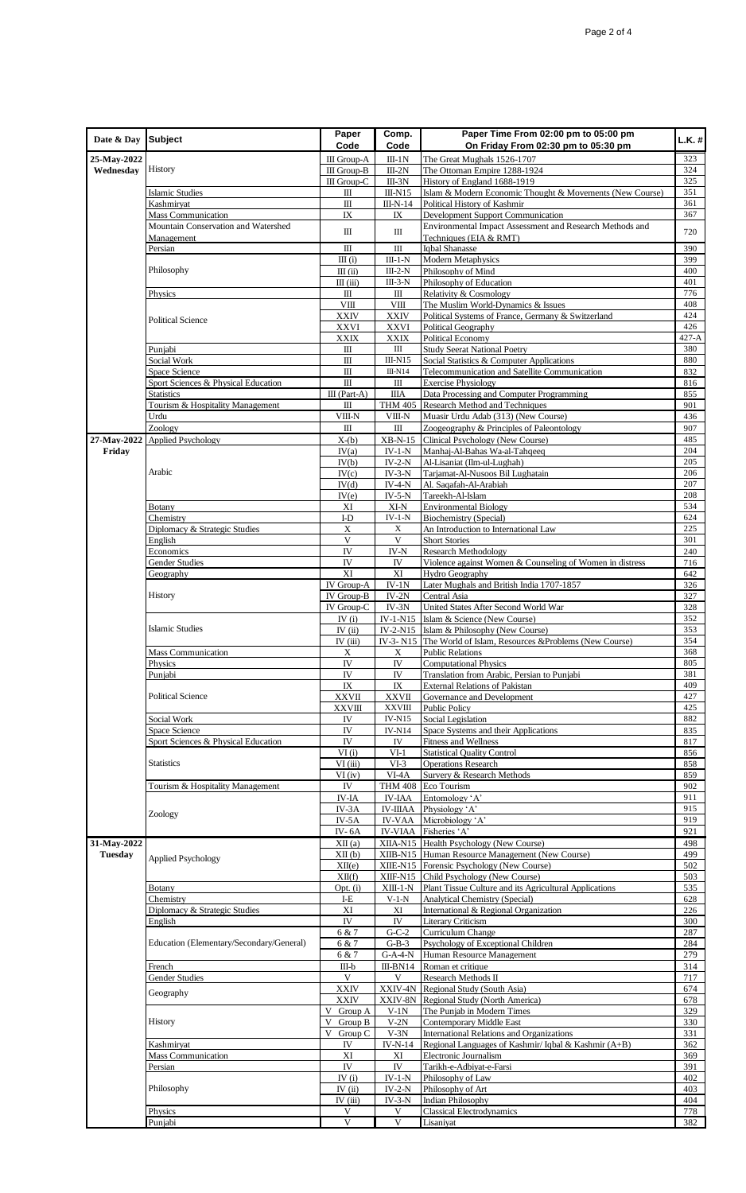| Date & Day | Subject | Paper Code | Comp. Code | Paper Time From 02:00 pm to 05:00 pm On Friday From 02:30 pm to 05:30 pm | L.K. # |
|---|---|---|---|---|---|
| 25-May-2022 Wednesday | History | III Group-A | III-1N | The Great Mughals 1526-1707 | 323 |
| | | III Group-B | III-2N | The Ottoman Empire 1288-1924 | 324 |
| | | III Group-C | III-3N | History of England 1688-1919 | 325 |
| | Islamic Studies | III | III-N15 | Islam & Modern Economic Thought & Movements (New Course) | 351 |
| | Kashmiryat | III | III-N-14 | Political History of Kashmir | 361 |
| | Mass Communication | IX | IX | Development Support Communication | 367 |
| | Mountain Conservation and Watershed Management | III | III | Environmental Impact Assessment and Research Methods and Techniques (EIA & RMT) | 720 |
| | Persian | III | III | Iqbal Shanasse | 390 |
| | Philosophy | III (i) | III-1-N | Modern Metaphysics | 399 |
| | | III (ii) | III-2-N | Philosophy of Mind | 400 |
| | | III (iii) | III-3-N | Philosophy of Education | 401 |
| | Physics | III | III | Relativity & Cosmology | 776 |
| | Political Science | VIII | VIII | The Muslim World-Dynamics & Issues | 408 |
| | | XXIV | XXIV | Political Systems of France, Germany & Switzerland | 424 |
| | | XXVI | XXVI | Political Geography | 426 |
| | | XXIX | XXIX | Political Economy | 427-A |
| | Punjabi | III | III | Study Seerat National Poetry | 380 |
| | Social Work | III | III-N15 | Social Statistics & Computer Applications | 880 |
| | Space Science | III | III-N14 | Telecommunication and Satellite Communication | 832 |
| | Sport Sciences & Physical Education | III | III | Exercise Physiology | 816 |
| | Statistics | III (Part-A) | IIIA | Data Processing and Computer Programming | 855 |
| | Tourism & Hospitality Management | III | THM 405 | Research Method and Techniques | 901 |
| | Urdu | VIII-N | VIII-N | Muasir Urdu Adab (313) (New Course) | 436 |
| | Zoology | III | III | Zoogeography & Principles of Paleontology | 907 |
| 27-May-2022 Friday | Applied Psychology | X-(b) | XB-N-15 | Clinical Psychology (New Course) | 485 |
| | Arabic | IV(a) | IV-1-N | Manhaj-Al-Bahas Wa-al-Tahqeeq | 204 |
| | | IV(b) | IV-2-N | Al-Lisaniat (Ilm-ul-Lughah) | 205 |
| | | IV(c) | IV-3-N | Tarjamat-Al-Nusoos Bil Lughatain | 206 |
| | | IV(d) | IV-4-N | Al. Saqafah-Al-Arabiah | 207 |
| | | IV(e) | IV-5-N | Tareekh-Al-Islam | 208 |
| | Botany | XI | XI-N | Environmental Biology | 534 |
| | Chemistry | I-D | IV-1-N | Biochemistry (Special) | 624 |
| | Diplomacy & Strategic Studies | X | X | An Introduction to International Law | 225 |
| | English | V | V | Short Stories | 301 |
| | Economics | IV | IV-N | Research Methodology | 240 |
| | Gender Studies | IV | IV | Violence against Women & Counseling of Women in distress | 716 |
| | Geography | XI | XI | Hydro Geography | 642 |
| | History | IV Group-A | IV-1N | Later Mughals and British India 1707-1857 | 326 |
| | | IV Group-B | IV-2N | Central Asia | 327 |
| | | IV Group-C | IV-3N | United States After Second World War | 328 |
| | Islamic Studies | IV (i) | IV-1-N15 | Islam & Science (New Course) | 352 |
| | | IV (ii) | IV-2-N15 | Islam & Philosophy (New Course) | 353 |
| | | IV (iii) | IV-3- N15 | The World of Islam, Resources &Problems (New Course) | 354 |
| | Mass Communication | X | X | Public Relations | 368 |
| | Physics | IV | IV | Computational Physics | 805 |
| | Punjabi | IV | IV | Translation from Arabic, Persian to Punjabi | 381 |
| | Political Science | IX | IX | External Relations of Pakistan | 409 |
| | | XXVII | XXVII | Governance and Development | 427 |
| | | XXVIII | XXVIII | Public Policy | 425 |
| | Social Work | IV | IV-N15 | Social Legislation | 882 |
| | Space Science | IV | IV-N14 | Space Systems and their Applications | 835 |
| | Sport Sciences & Physical Education | IV | IV | Fitness and Wellness | 817 |
| | Statistics | VI (i) | VI-1 | Statistical Quality Control | 856 |
| | | VI (iii) | VI-3 | Operations Research | 858 |
| | | VI (iv) | VI-4A | Survery & Research Methods | 859 |
| | Tourism & Hospitality Management | IV | THM 408 | Eco Tourism | 902 |
| | Zoology | IV-IA | IV-IAA | Entomology 'A' | 911 |
| | | IV-3A | IV-IIIAA | Physiology 'A' | 915 |
| | | IV-5A | IV-VAA | Microbiology 'A' | 919 |
| | | IV- 6A | IV-VIAA | Fisheries 'A' | 921 |
| 31-May-2022 Tuesday | Applied Psychology | XII (a) | XIIA-N15 | Health Psychology (New Course) | 498 |
| | | XII (b) | XIIB-N15 | Human Resource Management (New Course) | 499 |
| | | XII(e) | XIIE-N15 | Forensic Psychology (New Course) | 502 |
| | | XII(f) | XIIF-N15 | Child Psychology (New Course) | 503 |
| | Botany | Opt. (i) | XIII-1-N | Plant Tissue Culture and its Agricultural Applications | 535 |
| | Chemistry | I-E | V-1-N | Analytical Chemistry (Special) | 628 |
| | Diplomacy & Strategic Studies | XI | XI | International & Regional Organization | 226 |
| | English | IV | IV | Literary Criticism | 300 |
| | Education (Elementary/Secondary/General) | 6 & 7 | G-C-2 | Curriculum Change | 287 |
| | | 6 & 7 | G-B-3 | Psychology of Exceptional Children | 284 |
| | | 6 & 7 | G-A-4-N | Human Resource Management | 279 |
| | French | III-b | III-BN14 | Roman et critique | 314 |
| | Gender Studies | V | V | Research Methods II | 717 |
| | Geography | XXIV | XXIV-4N | Regional Study (South Asia) | 674 |
| | | XXIV | XXIV-8N | Regional Study (North America) | 678 |
| | History | V Group A | V-1N | The Punjab in Modern Times | 329 |
| | | V Group B | V-2N | Contemporary Middle East | 330 |
| | | V Group C | V-3N | International Relations and Organizations | 331 |
| | Kashmiryat | IV | IV-N-14 | Regional Languages of Kashmir/ Iqbal & Kashmir (A+B) | 362 |
| | Mass Communication | XI | XI | Electronic Journalism | 369 |
| | Persian | IV | IV | Tarikh-e-Adbiyat-e-Farsi | 391 |
| | Philosophy | IV (i) | IV-1-N | Philosophy of Law | 402 |
| | | IV (ii) | IV-2-N | Philosophy of Art | 403 |
| | | IV (iii) | IV-3-N | Indian Philosophy | 404 |
| | Physics | V | V | Classical Electrodynamics | 778 |
| | Punjabi | V | V | Lisaniyat | 382 |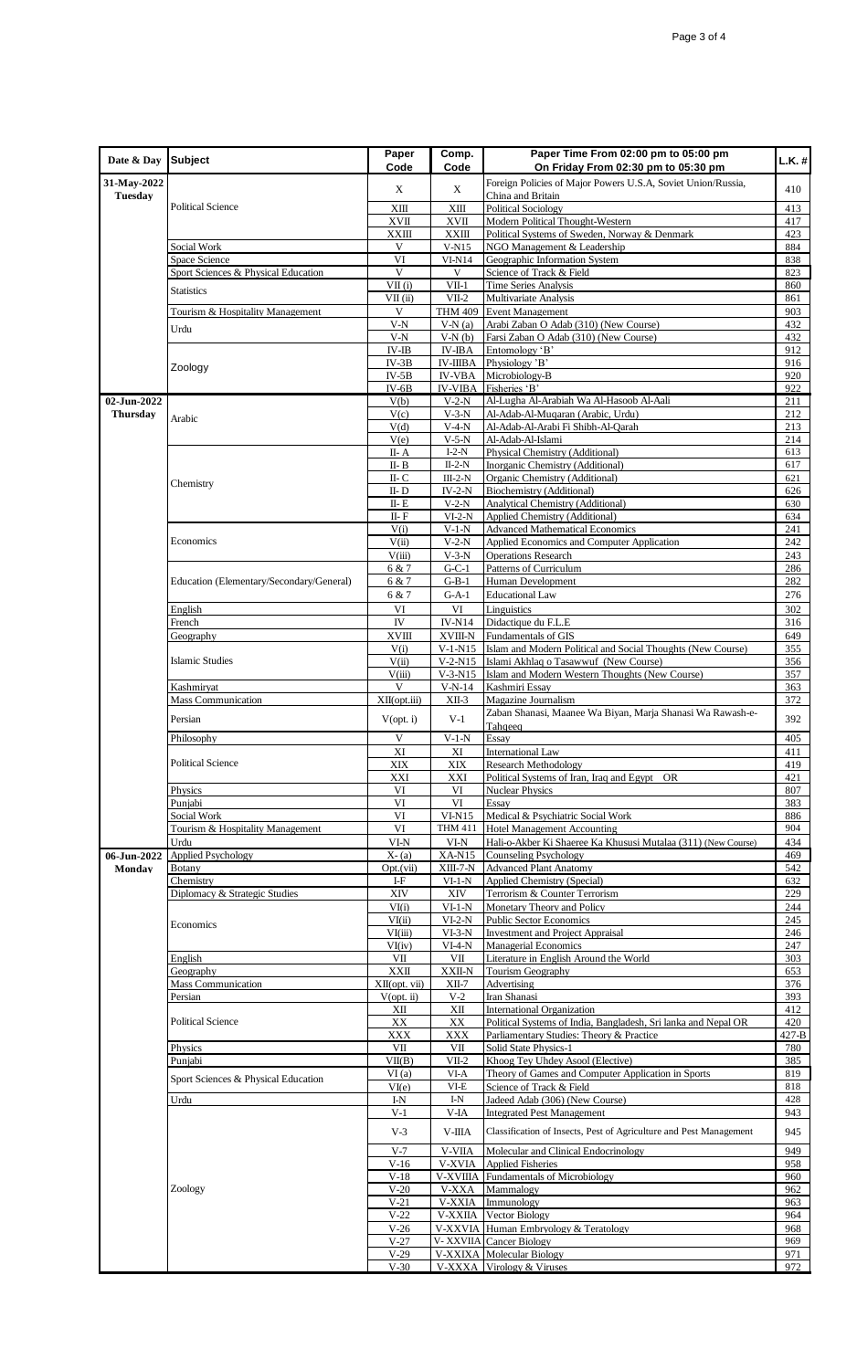| Date & Day | Subject | Paper Code | Comp. Code | Paper Time From 02:00 pm to 05:00 pm On Friday From 02:30 pm to 05:30 pm | L.K. # |
|---|---|---|---|---|---|
| 31-May-2022 Tuesday | Political Science | X | X | Foreign Policies of Major Powers U.S.A, Soviet Union/Russia, China and Britain | 410 |
| | | XIII | XIII | Political Sociology | 413 |
| | | XVII | XVII | Modern Political Thought-Western | 417 |
| | | XXIII | XXIII | Political Systems of Sweden, Norway & Denmark | 423 |
| | Social Work | V | V-N15 | NGO Management & Leadership | 884 |
| | Space Science | VI | VI-N14 | Geographic Information System | 838 |
| | Sport Sciences & Physical Education | V | V | Science of Track & Field | 823 |
| | Statistics | VII (i) | VII-1 | Time Series Analysis | 860 |
| | | VII (ii) | VII-2 | Multivariate Analysis | 861 |
| | Tourism & Hospitality Management | V | THM 409 | Event Management | 903 |
| | Urdu | V-N | V-N (a) | Arabi Zaban O Adab (310) (New Course) | 432 |
| | | V-N | V-N (b) | Farsi Zaban O Adab (310) (New Course) | 432 |
| | Zoology | IV-IB | IV-IBA | Entomology 'B' | 912 |
| | | IV-3B | IV-IIIBA | Physiology 'B' | 916 |
| | | IV-5B | IV-VBA | Microbiology-B | 920 |
| | | IV-6B | IV-VIBA | Fisheries 'B' | 922 |
| 02-Jun-2022 Thursday | Arabic | V(b) | V-2-N | Al-Lugha Al-Arabiah Wa Al-Hasoob Al-Aali | 211 |
| | | V(c) | V-3-N | Al-Adab-Al-Muqaran (Arabic, Urdu) | 212 |
| | | V(d) | V-4-N | Al-Adab-Al-Arabi Fi Shibh-Al-Qarah | 213 |
| | | V(e) | V-5-N | Al-Adab-Al-Islami | 214 |
| | Chemistry | II- A | I-2-N | Physical Chemistry (Additional) | 613 |
| | | II- B | II-2-N | Inorganic Chemistry (Additional) | 617 |
| | | II- C | III-2-N | Organic Chemistry (Additional) | 621 |
| | | II- D | IV-2-N | Biochemistry (Additional) | 626 |
| | | II- E | V-2-N | Analytical Chemistry (Additional) | 630 |
| | | II- F | VI-2-N | Applied Chemistry (Additional) | 634 |
| | Economics | V(i) | V-1-N | Advanced Mathematical Economics | 241 |
| | | V(ii) | V-2-N | Applied Economics and Computer Application | 242 |
| | | V(iii) | V-3-N | Operations Research | 243 |
| | Education (Elementary/Secondary/General) | 6 & 7 | G-C-1 | Patterns of Curriculum | 286 |
| | | 6 & 7 | G-B-1 | Human Development | 282 |
| | | 6 & 7 | G-A-1 | Educational Law | 276 |
| | English | VI | VI | Linguistics | 302 |
| | French | IV | IV-N14 | Didactique du F.L.E | 316 |
| | Geography | XVIII | XVIII-N | Fundamentals of GIS | 649 |
| | Islamic Studies | V(i) | V-1-N15 | Islam and Modern Political and Social Thoughts (New Course) | 355 |
| | | V(ii) | V-2-N15 | Islami Akhlaq o Tasawwuf (New Course) | 356 |
| | | V(iii) | V-3-N15 | Islam and Modern Western Thoughts (New Course) | 357 |
| | Kashmiryat | V | V-N-14 | Kashmiri Essay | 363 |
| | Mass Communication | XII(opt.iii) | XII-3 | Magazine Journalism | 372 |
| | Persian | V(opt. i) | V-1 | Zaban Shanasi, Maanee Wa Biyan, Marja Shanasi Wa Rawash-e-Tahqeeq | 392 |
| | Philosophy | V | V-1-N | Essay | 405 |
| | Political Science | XI | XI | International Law | 411 |
| | | XIX | XIX | Research Methodology | 419 |
| | | XXI | XXI | Political Systems of Iran, Iraq and Egypt OR | 421 |
| | Physics | VI | VI | Nuclear Physics | 807 |
| | Punjabi | VI | VI | Essay | 383 |
| | Social Work | VI | VI-N15 | Medical & Psychiatric Social Work | 886 |
| | Tourism & Hospitality Management | VI | THM 411 | Hotel Management Accounting | 904 |
| | Urdu | VI-N | VI-N | Hali-o-Akber Ki Shaeree Ka Khususi Mutalaa (311) (New Course) | 434 |
| 06-Jun-2022 Monday | Applied Psychology | X- (a) | XA-N15 | Counseling Psychology | 469 |
| | Botany | Opt.(vii) | XIII-7-N | Advanced Plant Anatomy | 542 |
| | Chemistry | I-F | VI-1-N | Applied Chemistry (Special) | 632 |
| | Diplomacy & Strategic Studies | XIV | XIV | Terrorism & Counter Terrorism | 229 |
| | Economics | VI(i) | VI-1-N | Monetary Theory and Policy | 244 |
| | | VI(ii) | VI-2-N | Public Sector Economics | 245 |
| | | VI(iii) | VI-3-N | Investment and Project Appraisal | 246 |
| | | VI(iv) | VI-4-N | Managerial Economics | 247 |
| | English | VII | VII | Literature in English Around the World | 303 |
| | Geography | XXII | XXII-N | Tourism Geography | 653 |
| | Mass Communication | XII(opt. vii) | XII-7 | Advertising | 376 |
| | Persian | V(opt. ii) | V-2 | Iran Shanasi | 393 |
| | Political Science | XII | XII | International Organization | 412 |
| | | XX | XX | Political Systems of India, Bangladesh, Sri lanka and Nepal OR | 420 |
| | | XXX | XXX | Parliamentary Studies: Theory & Practice | 427-B |
| | Physics | VII | VII | Solid State Physics-1 | 780 |
| | Punjabi | VII(B) | VII-2 | Khoog Tey Uhdey Asool (Elective) | 385 |
| | Sport Sciences & Physical Education | VI (a) | VI-A | Theory of Games and Computer Application in Sports | 819 |
| | | VI(e) | VI-E | Science of Track & Field | 818 |
| | Urdu | I-N | I-N | Jadeed Adab (306) (New Course) | 428 |
| | Zoology | V-1 | V-IA | Integrated Pest Management | 943 |
| | | V-3 | V-IIIA | Classification of Insects, Pest of Agriculture and Pest Management | 945 |
| | | V-7 | V-VIIA | Molecular and Clinical Endocrinology | 949 |
| | | V-16 | V-XVIA | Applied Fisheries | 958 |
| | | V-18 | V-XVIIIA | Fundamentals of Microbiology | 960 |
| | | V-20 | V-XXA | Mammalogy | 962 |
| | | V-21 | V-XXIA | Immunology | 963 |
| | | V-22 | V-XXIIA | Vector Biology | 964 |
| | | V-26 | V-XXVIA | Human Embryology & Teratology | 968 |
| | | V-27 | V- XXVIIA | Cancer Biology | 969 |
| | | V-29 | V-XXIXA | Molecular Biology | 971 |
| | | V-30 | V-XXXA | Virology & Viruses | 972 |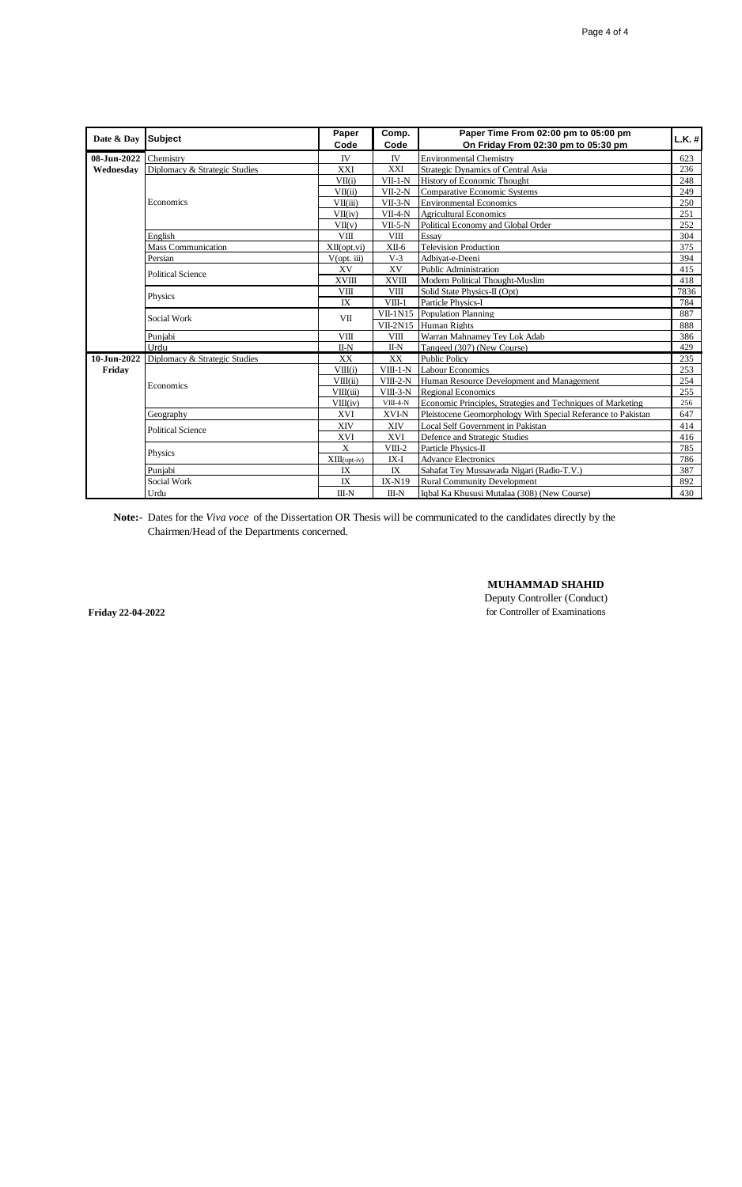| Date & Day | Subject | Paper Code | Comp. Code | Paper Time From 02:00 pm to 05:00 pm On Friday From 02:30 pm to 05:30 pm | L.K. # |
|---|---|---|---|---|---|
| **08-Jun-2022 Wednesday** | Chemistry | IV | IV | Environmental Chemistry | 623 |
| | Diplomacy & Strategic Studies | XXI | XXI | Strategic Dynamics of Central Asia | 236 |
| | Economics | VII(i) | VII-1-N | History of Economic Thought | 248 |
| | | VII(ii) | VII-2-N | Comparative Economic Systems | 249 |
| | | VII(iii) | VII-3-N | Environmental Economics | 250 |
| | | VII(iv) | VII-4-N | Agricultural Economics | 251 |
| | | VII(v) | VII-5-N | Political Economy and Global Order | 252 |
| | English | VIII | VIII | Essay | 304 |
| | Mass Communication | XII(opt.vi) | XII-6 | Television Production | 375 |
| | Persian | V(opt. iii) | V-3 | Adbiyat-e-Deeni | 394 |
| | Political Science | XV | XV | Public Administration | 415 |
| | | XVIII | XVIII | Modern Political Thought-Muslim | 418 |
| | Physics | VIII | VIII | Solid State Physics-II (Opt) | 7836 |
| | | IX | VIII-1 | Particle Physics-I | 784 |
| | Social Work | VII | VII-1N15 | Population Planning | 887 |
| | | | VII-2N15 | Human Rights | 888 |
| | Punjabi | VIII | VIII | Warran Mahnamey Tey Lok Adab | 386 |
| | Urdu | II-N | II-N | Tanqeed (307) (New Course) | 429 |
| **10-Jun-2022 Friday** | Diplomacy & Strategic Studies | XX | XX | Public Policy | 235 |
| | Economics | VIII(i) | VIII-1-N | Labour Economics | 253 |
| | | VIII(ii) | VIII-2-N | Human Resource Development and Management | 254 |
| | | VIII(iii) | VIII-3-N | Regional Economics | 255 |
| | | VIII(iv) | VIII-4-N | Economic Principles, Strategies and Techniques of Marketing | 256 |
| | Geography | XVI | XVI-N | Pleistocene Geomorphology With Special Referance to Pakistan | 647 |
| | Political Science | XIV | XIV | Local Self Government in Pakistan | 414 |
| | | XVI | XVI | Defence and Strategic Studies | 416 |
| | Physics | X | VIII-2 | Particle Physics-II | 785 |
| | | XIII(opt-iv) | IX-I | Advance Electronics | 786 |
| | Punjabi | IX | IX | Sahafat Tey Mussawada Nigari (Radio-T.V.) | 387 |
| | Social Work | IX | IX-N19 | Rural Community Development | 892 |
| | Urdu | III-N | III-N | Iqbal Ka Khususi Mutalaa (308) (New Course) | 430 |

**Note:-** Dates for the *Viva voce* of the Dissertation OR Thesis will be communicated to the candidates directly by the Chairmen/Head of the Departments concerned.

**MUHAMMAD SHAHID**
Deputy Controller (Conduct)
for Controller of Examinations

**Friday 22-04-2022**